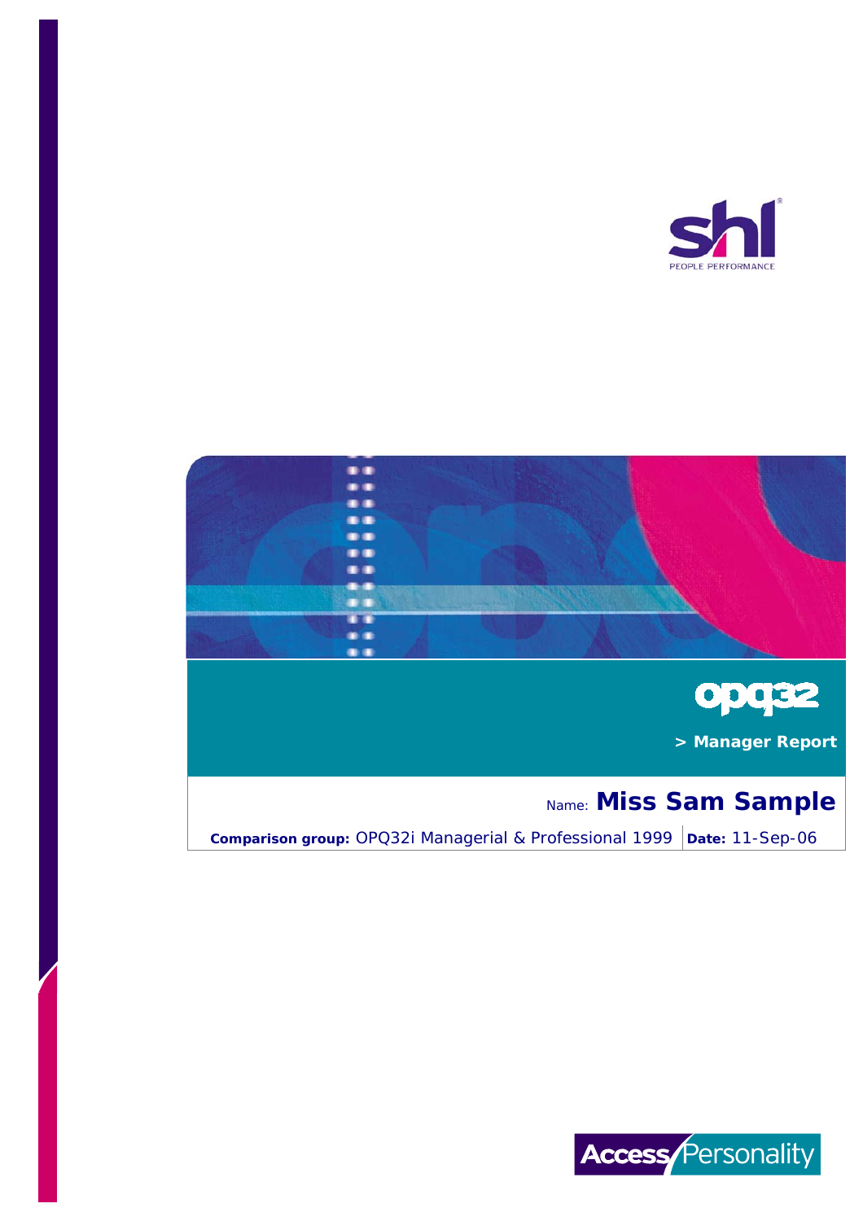shl

PEOPLE PERFORMANCE

# opq32

**> Manager Report**

Name: **Miss Sam Sample**

**Comparison group:** OPQ32i Managerial & Professional 1999 | **Date:** 11-Sep-06

Access Personality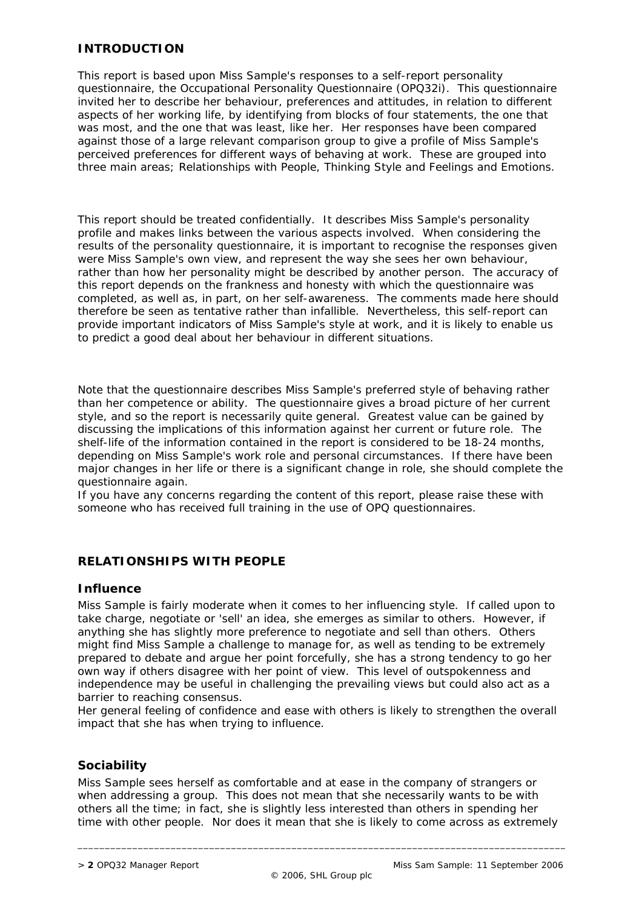## INTRODUCTION

This report is based upon Miss Sample's responses to a self-report personality questionnaire, the Occupational Personality Questionnaire (OPQ32i). This questionnaire invited her to describe her behaviour, preferences and attitudes, in relation to different aspects of her working life, by identifying from blocks of four statements, the one that was most, and the one that was least, like her. Her responses have been compared against those of a large relevant comparison group to give a profile of Miss Sample's perceived preferences for different ways of behaving at work. These are grouped into three main areas; Relationships with People, Thinking Style and Feelings and Emotions.

This report should be treated confidentially. It describes Miss Sample's personality profile and makes links between the various aspects involved. When considering the results of the personality questionnaire, it is important to recognise the responses given were Miss Sample's own view, and represent the way she sees her own behaviour, rather than how her personality might be described by another person. The accuracy of this report depends on the frankness and honesty with which the questionnaire was completed, as well as, in part, on her self-awareness. The comments made here should therefore be seen as tentative rather than infallible. Nevertheless, this self-report can provide important indicators of Miss Sample's style at work, and it is likely to enable us to predict a good deal about her behaviour in different situations.

Note that the questionnaire describes Miss Sample's preferred style of behaving rather than her competence or ability. The questionnaire gives a broad picture of her current style, and so the report is necessarily quite general. Greatest value can be gained by discussing the implications of this information against her current or future role. The shelf-life of the information contained in the report is considered to be 18-24 months, depending on Miss Sample's work role and personal circumstances. If there have been major changes in her life or there is a significant change in role, she should complete the questionnaire again.
If you have any concerns regarding the content of this report, please raise these with someone who has received full training in the use of OPQ questionnaires.

## RELATIONSHIPS WITH PEOPLE

### Influence

Miss Sample is fairly moderate when it comes to her influencing style. If called upon to take charge, negotiate or 'sell' an idea, she emerges as similar to others. However, if anything she has slightly more preference to negotiate and sell than others. Others might find Miss Sample a challenge to manage for, as well as tending to be extremely prepared to debate and argue her point forcefully, she has a strong tendency to go her own way if others disagree with her point of view. This level of outspokenness and independence may be useful in challenging the prevailing views but could also act as a barrier to reaching consensus.
Her general feeling of confidence and ease with others is likely to strengthen the overall impact that she has when trying to influence.

### Sociability

Miss Sample sees herself as comfortable and at ease in the company of strangers or when addressing a group. This does not mean that she necessarily wants to be with others all the time; in fact, she is slightly less interested than others in spending her time with other people. Nor does it mean that she is likely to come across as extremely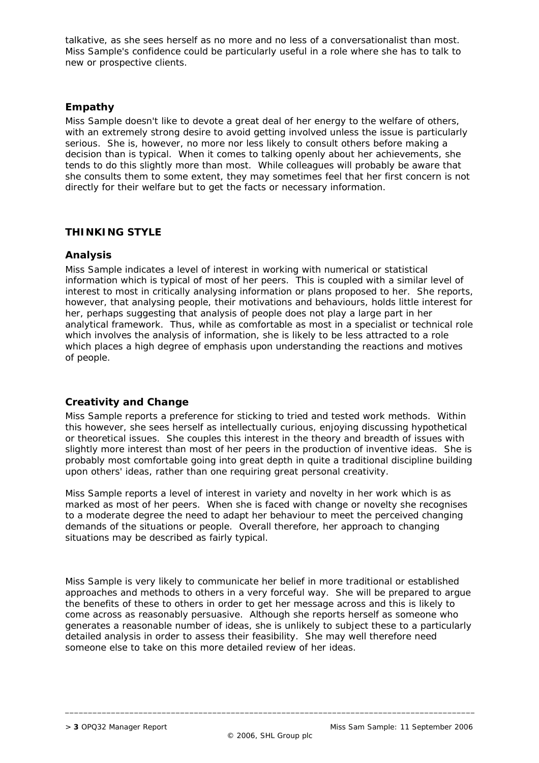talkative, as she sees herself as no more and no less of a conversationalist than most. Miss Sample's confidence could be particularly useful in a role where she has to talk to new or prospective clients.

### Empathy

Miss Sample doesn't like to devote a great deal of her energy to the welfare of others, with an extremely strong desire to avoid getting involved unless the issue is particularly serious. She is, however, no more nor less likely to consult others before making a decision than is typical. When it comes to talking openly about her achievements, she tends to do this slightly more than most. While colleagues will probably be aware that she consults them to some extent, they may sometimes feel that her first concern is not directly for their welfare but to get the facts or necessary information.

## THINKING STYLE

### Analysis

Miss Sample indicates a level of interest in working with numerical or statistical information which is typical of most of her peers. This is coupled with a similar level of interest to most in critically analysing information or plans proposed to her. She reports, however, that analysing people, their motivations and behaviours, holds little interest for her, perhaps suggesting that analysis of people does not play a large part in her analytical framework. Thus, while as comfortable as most in a specialist or technical role which involves the analysis of information, she is likely to be less attracted to a role which places a high degree of emphasis upon understanding the reactions and motives of people.

### Creativity and Change

Miss Sample reports a preference for sticking to tried and tested work methods. Within this however, she sees herself as intellectually curious, enjoying discussing hypothetical or theoretical issues. She couples this interest in the theory and breadth of issues with slightly more interest than most of her peers in the production of inventive ideas. She is probably most comfortable going into great depth in quite a traditional discipline building upon others' ideas, rather than one requiring great personal creativity.

Miss Sample reports a level of interest in variety and novelty in her work which is as marked as most of her peers. When she is faced with change or novelty she recognises to a moderate degree the need to adapt her behaviour to meet the perceived changing demands of the situations or people. Overall therefore, her approach to changing situations may be described as fairly typical.

Miss Sample is very likely to communicate her belief in more traditional or established approaches and methods to others in a very forceful way. She will be prepared to argue the benefits of these to others in order to get her message across and this is likely to come across as reasonably persuasive. Although she reports herself as someone who generates a reasonable number of ideas, she is unlikely to subject these to a particularly detailed analysis in order to assess their feasibility. She may well therefore need someone else to take on this more detailed review of her ideas.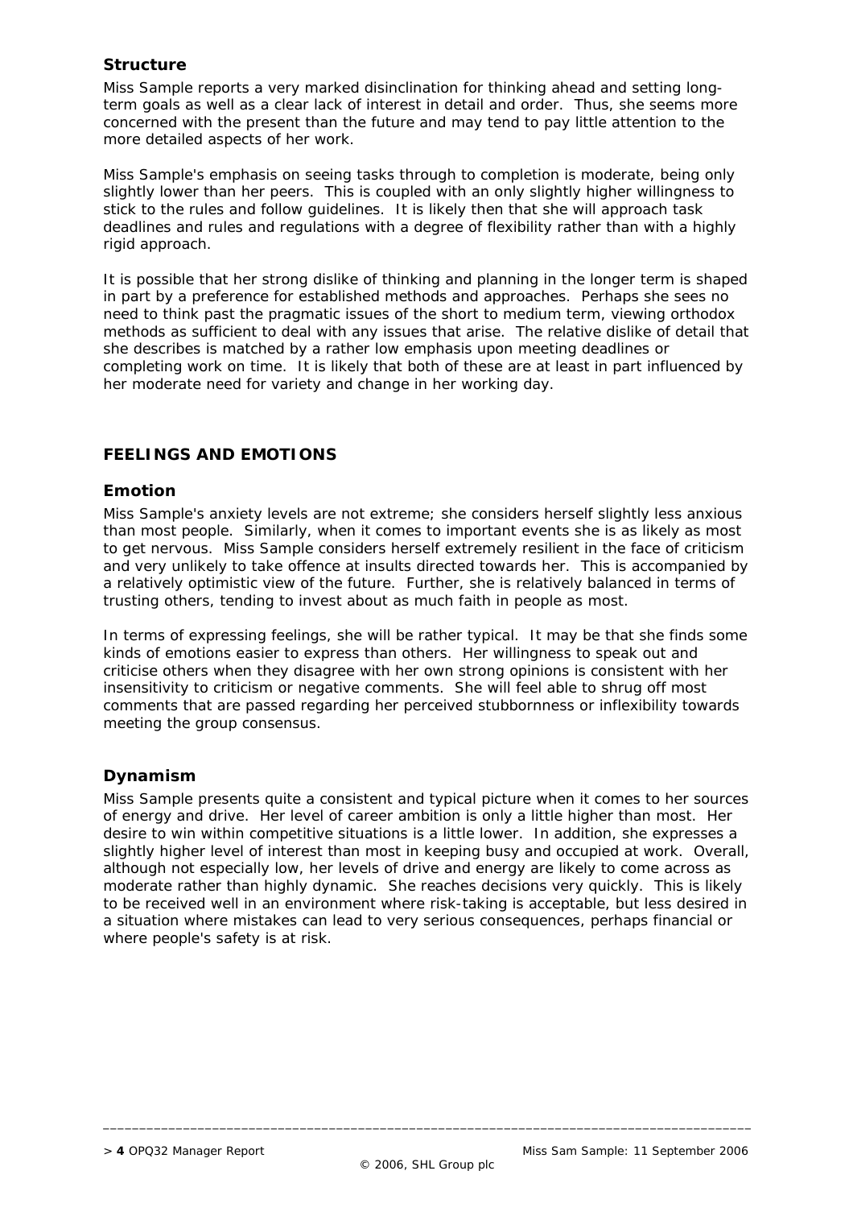### Structure

Miss Sample reports a very marked disinclination for thinking ahead and setting long-term goals as well as a clear lack of interest in detail and order. Thus, she seems more concerned with the present than the future and may tend to pay little attention to the more detailed aspects of her work.

Miss Sample's emphasis on seeing tasks through to completion is moderate, being only slightly lower than her peers. This is coupled with an only slightly higher willingness to stick to the rules and follow guidelines. It is likely then that she will approach task deadlines and rules and regulations with a degree of flexibility rather than with a highly rigid approach.

It is possible that her strong dislike of thinking and planning in the longer term is shaped in part by a preference for established methods and approaches. Perhaps she sees no need to think past the pragmatic issues of the short to medium term, viewing orthodox methods as sufficient to deal with any issues that arise. The relative dislike of detail that she describes is matched by a rather low emphasis upon meeting deadlines or completing work on time. It is likely that both of these are at least in part influenced by her moderate need for variety and change in her working day.

## FEELINGS AND EMOTIONS

### Emotion

Miss Sample's anxiety levels are not extreme; she considers herself slightly less anxious than most people. Similarly, when it comes to important events she is as likely as most to get nervous. Miss Sample considers herself extremely resilient in the face of criticism and very unlikely to take offence at insults directed towards her. This is accompanied by a relatively optimistic view of the future. Further, she is relatively balanced in terms of trusting others, tending to invest about as much faith in people as most.

In terms of expressing feelings, she will be rather typical. It may be that she finds some kinds of emotions easier to express than others. Her willingness to speak out and criticise others when they disagree with her own strong opinions is consistent with her insensitivity to criticism or negative comments. She will feel able to shrug off most comments that are passed regarding her perceived stubbornness or inflexibility towards meeting the group consensus.

### Dynamism

Miss Sample presents quite a consistent and typical picture when it comes to her sources of energy and drive. Her level of career ambition is only a little higher than most. Her desire to win within competitive situations is a little lower. In addition, she expresses a slightly higher level of interest than most in keeping busy and occupied at work. Overall, although not especially low, her levels of drive and energy are likely to come across as moderate rather than highly dynamic. She reaches decisions very quickly. This is likely to be received well in an environment where risk-taking is acceptable, but less desired in a situation where mistakes can lead to very serious consequences, perhaps financial or where people's safety is at risk.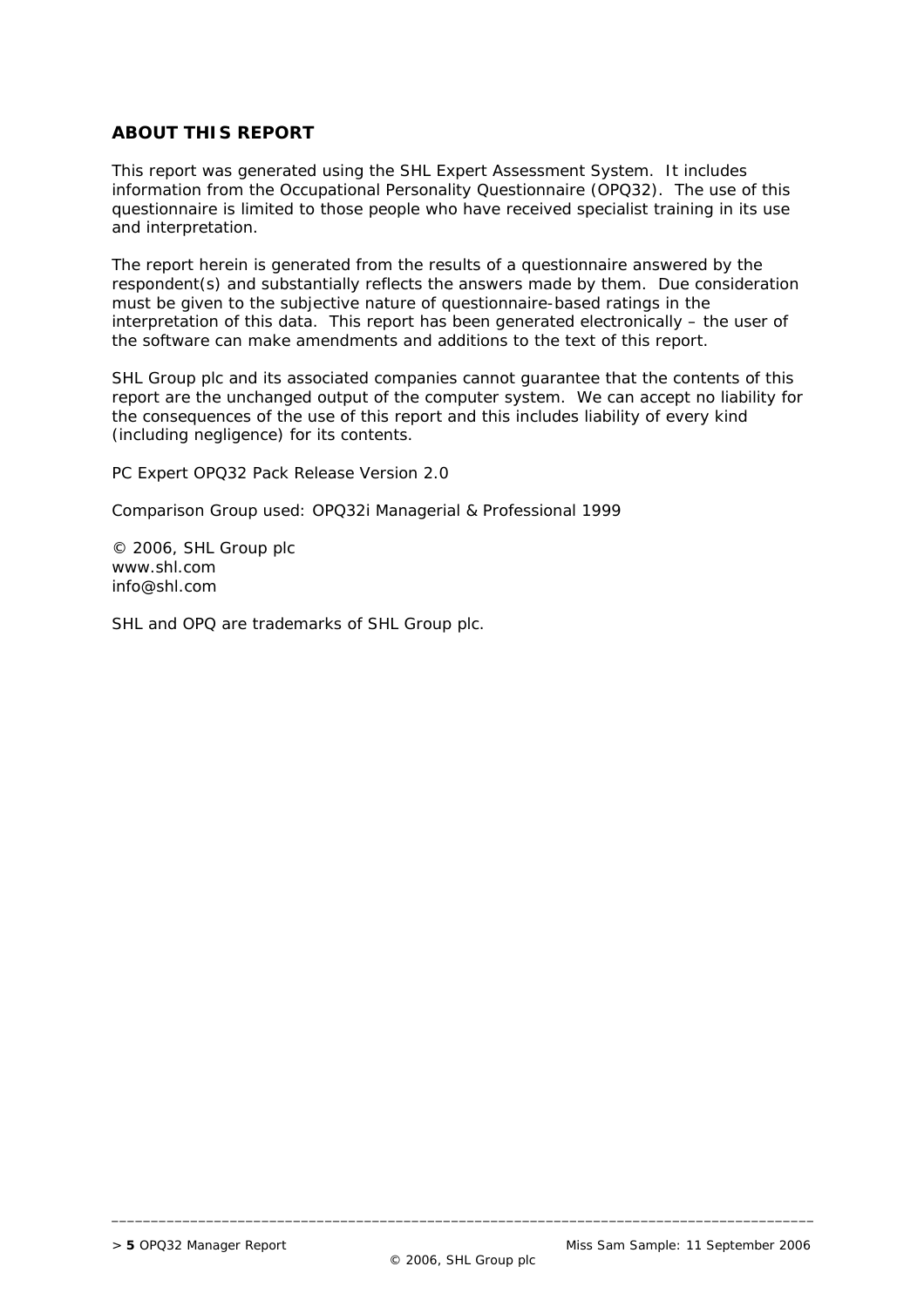## ABOUT THIS REPORT

This report was generated using the SHL Expert Assessment System. It includes information from the Occupational Personality Questionnaire (OPQ32). The use of this questionnaire is limited to those people who have received specialist training in its use and interpretation.

The report herein is generated from the results of a questionnaire answered by the respondent(s) and substantially reflects the answers made by them. Due consideration must be given to the subjective nature of questionnaire-based ratings in the interpretation of this data. This report has been generated electronically – the user of the software can make amendments and additions to the text of this report.

SHL Group plc and its associated companies cannot guarantee that the contents of this report are the unchanged output of the computer system. We can accept no liability for the consequences of the use of this report and this includes liability of every kind (including negligence) for its contents.

PC Expert OPQ32 Pack Release Version 2.0

Comparison Group used: OPQ32i Managerial & Professional 1999

© 2006, SHL Group plc
www.shl.com
info@shl.com

SHL and OPQ are trademarks of SHL Group plc.